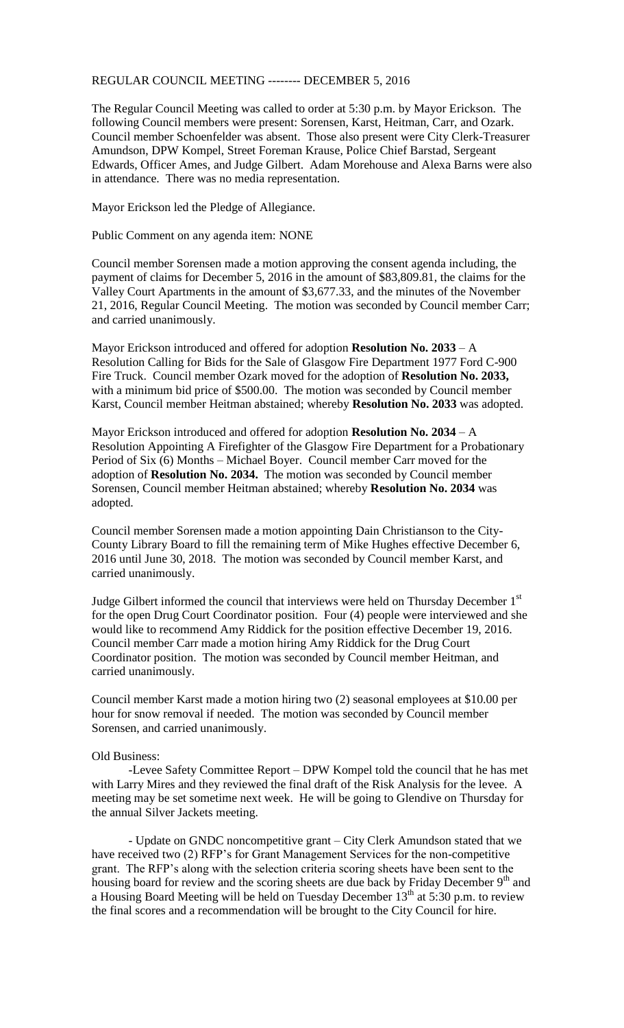REGULAR COUNCIL MEETING -------- DECEMBER 5, 2016

The Regular Council Meeting was called to order at 5:30 p.m. by Mayor Erickson. The following Council members were present: Sorensen, Karst, Heitman, Carr, and Ozark. Council member Schoenfelder was absent. Those also present were City Clerk-Treasurer Amundson, DPW Kompel, Street Foreman Krause, Police Chief Barstad, Sergeant Edwards, Officer Ames, and Judge Gilbert. Adam Morehouse and Alexa Barns were also in attendance. There was no media representation.

Mayor Erickson led the Pledge of Allegiance.

Public Comment on any agenda item: NONE

Council member Sorensen made a motion approving the consent agenda including, the payment of claims for December 5, 2016 in the amount of $83,809.81, the claims for the Valley Court Apartments in the amount of $3,677.33, and the minutes of the November 21, 2016, Regular Council Meeting. The motion was seconded by Council member Carr; and carried unanimously.

Mayor Erickson introduced and offered for adoption **Resolution No. 2033** – A Resolution Calling for Bids for the Sale of Glasgow Fire Department 1977 Ford C-900 Fire Truck. Council member Ozark moved for the adoption of **Resolution No. 2033,** with a minimum bid price of $500.00. The motion was seconded by Council member Karst, Council member Heitman abstained; whereby **Resolution No. 2033** was adopted.

Mayor Erickson introduced and offered for adoption **Resolution No. 2034** – A Resolution Appointing A Firefighter of the Glasgow Fire Department for a Probationary Period of Six (6) Months – Michael Boyer. Council member Carr moved for the adoption of **Resolution No. 2034.** The motion was seconded by Council member Sorensen, Council member Heitman abstained; whereby **Resolution No. 2034** was adopted.

Council member Sorensen made a motion appointing Dain Christianson to the City-County Library Board to fill the remaining term of Mike Hughes effective December 6, 2016 until June 30, 2018. The motion was seconded by Council member Karst, and carried unanimously.

Judge Gilbert informed the council that interviews were held on Thursday December 1st for the open Drug Court Coordinator position. Four (4) people were interviewed and she would like to recommend Amy Riddick for the position effective December 19, 2016. Council member Carr made a motion hiring Amy Riddick for the Drug Court Coordinator position. The motion was seconded by Council member Heitman, and carried unanimously.

Council member Karst made a motion hiring two (2) seasonal employees at $10.00 per hour for snow removal if needed. The motion was seconded by Council member Sorensen, and carried unanimously.

Old Business:

-Levee Safety Committee Report – DPW Kompel told the council that he has met with Larry Mires and they reviewed the final draft of the Risk Analysis for the levee. A meeting may be set sometime next week. He will be going to Glendive on Thursday for the annual Silver Jackets meeting.

- Update on GNDC noncompetitive grant – City Clerk Amundson stated that we have received two (2) RFP's for Grant Management Services for the non-competitive grant. The RFP's along with the selection criteria scoring sheets have been sent to the housing board for review and the scoring sheets are due back by Friday December 9th and a Housing Board Meeting will be held on Tuesday December 13th at 5:30 p.m. to review the final scores and a recommendation will be brought to the City Council for hire.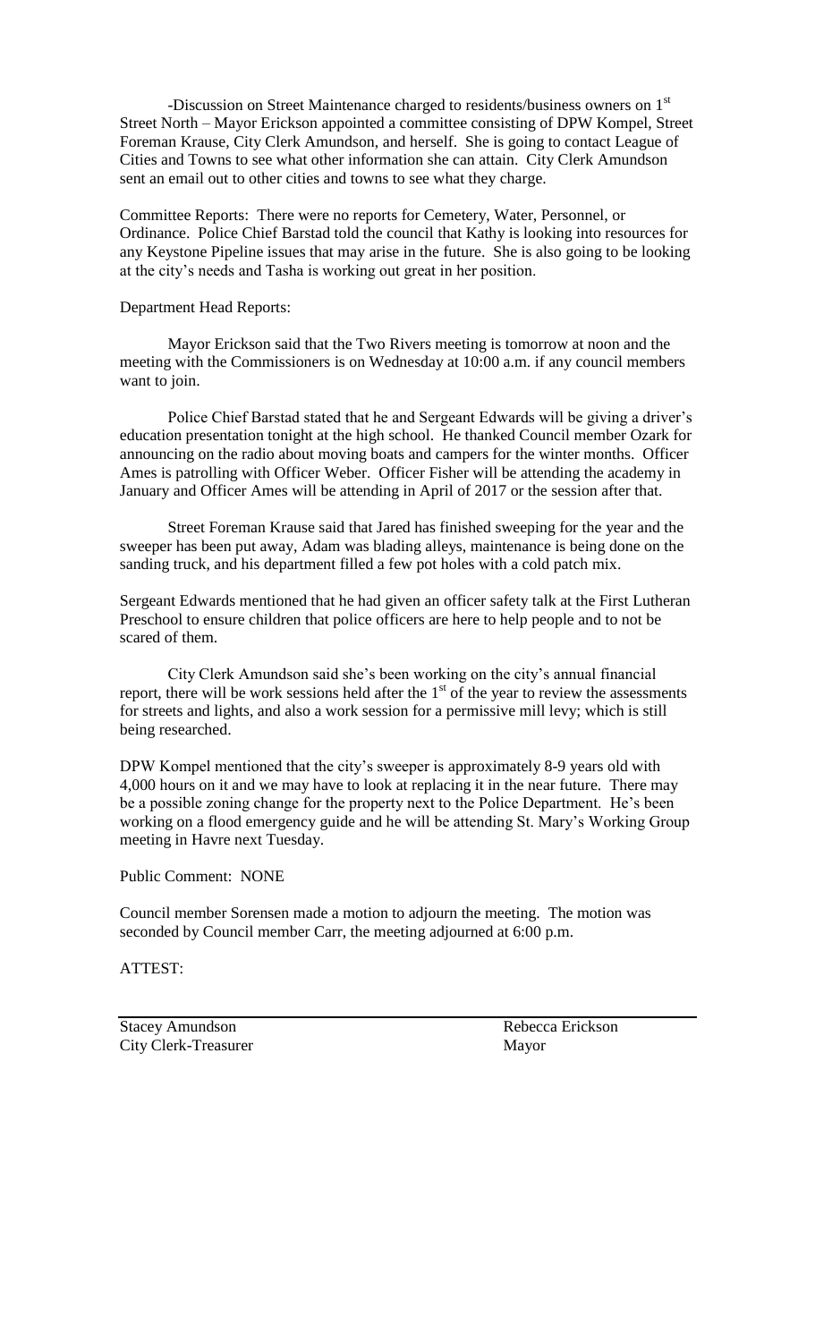-Discussion on Street Maintenance charged to residents/business owners on 1st Street North – Mayor Erickson appointed a committee consisting of DPW Kompel, Street Foreman Krause, City Clerk Amundson, and herself. She is going to contact League of Cities and Towns to see what other information she can attain. City Clerk Amundson sent an email out to other cities and towns to see what they charge.

Committee Reports: There were no reports for Cemetery, Water, Personnel, or Ordinance. Police Chief Barstad told the council that Kathy is looking into resources for any Keystone Pipeline issues that may arise in the future. She is also going to be looking at the city's needs and Tasha is working out great in her position.

Department Head Reports:

Mayor Erickson said that the Two Rivers meeting is tomorrow at noon and the meeting with the Commissioners is on Wednesday at 10:00 a.m. if any council members want to join.

Police Chief Barstad stated that he and Sergeant Edwards will be giving a driver's education presentation tonight at the high school. He thanked Council member Ozark for announcing on the radio about moving boats and campers for the winter months. Officer Ames is patrolling with Officer Weber. Officer Fisher will be attending the academy in January and Officer Ames will be attending in April of 2017 or the session after that.

Street Foreman Krause said that Jared has finished sweeping for the year and the sweeper has been put away, Adam was blading alleys, maintenance is being done on the sanding truck, and his department filled a few pot holes with a cold patch mix.

Sergeant Edwards mentioned that he had given an officer safety talk at the First Lutheran Preschool to ensure children that police officers are here to help people and to not be scared of them.

City Clerk Amundson said she's been working on the city's annual financial report, there will be work sessions held after the 1st of the year to review the assessments for streets and lights, and also a work session for a permissive mill levy; which is still being researched.

DPW Kompel mentioned that the city's sweeper is approximately 8-9 years old with 4,000 hours on it and we may have to look at replacing it in the near future. There may be a possible zoning change for the property next to the Police Department. He's been working on a flood emergency guide and he will be attending St. Mary's Working Group meeting in Havre next Tuesday.

Public Comment: NONE

Council member Sorensen made a motion to adjourn the meeting. The motion was seconded by Council member Carr, the meeting adjourned at 6:00 p.m.

ATTEST:

Stacey Amundson
City Clerk-Treasurer

Rebecca Erickson
Mayor